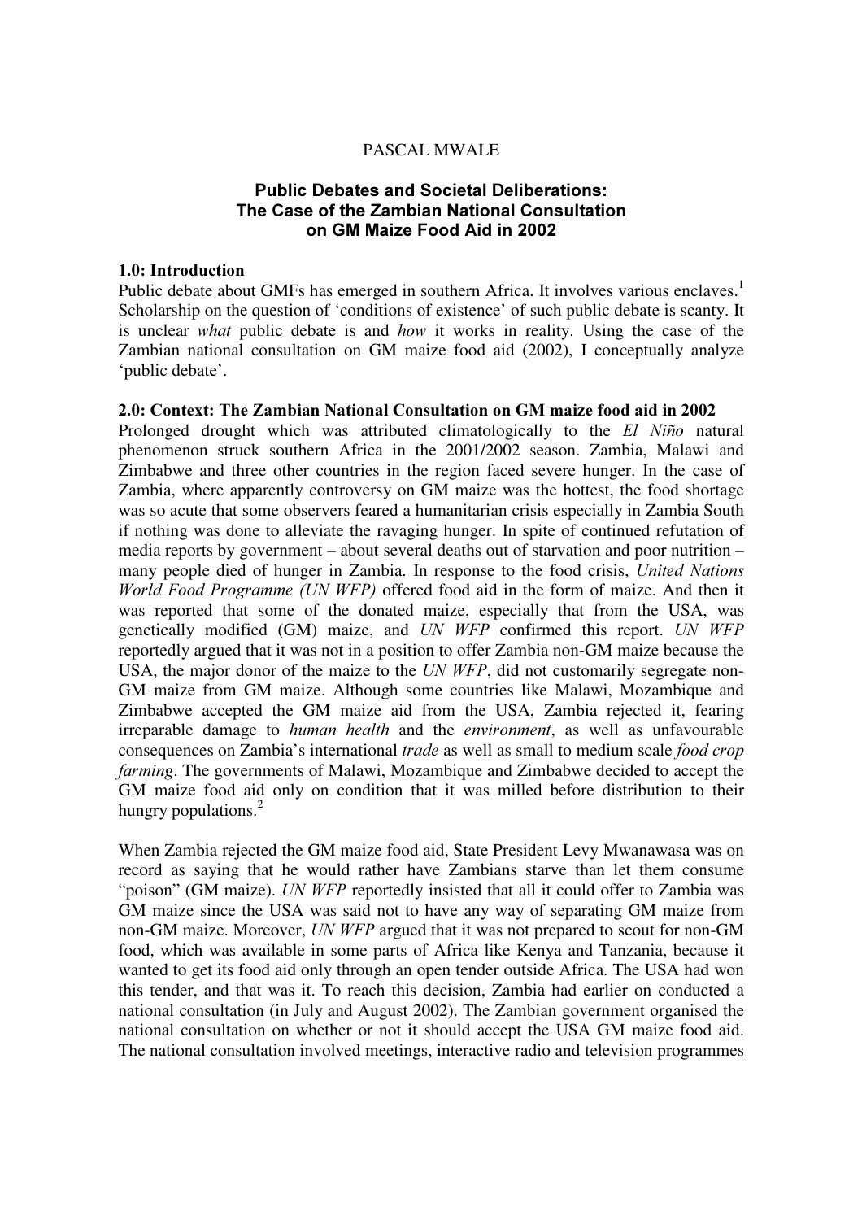PASCAL MWALE

# Public Debates and Societal Deliberations: The Case of the Zambian National Consultation on GM Maize Food Aid in 2002

## 1.0: Introduction

Public debate about GMFs has emerged in southern Africa. It involves various enclaves.[1] Scholarship on the question of 'conditions of existence' of such public debate is scanty. It is unclear *what* public debate is and *how* it works in reality. Using the case of the Zambian national consultation on GM maize food aid (2002), I conceptually analyze 'public debate'.

## 2.0: Context: The Zambian National Consultation on GM maize food aid in 2002

Prolonged drought which was attributed climatologically to the *El Niño* natural phenomenon struck southern Africa in the 2001/2002 season. Zambia, Malawi and Zimbabwe and three other countries in the region faced severe hunger. In the case of Zambia, where apparently controversy on GM maize was the hottest, the food shortage was so acute that some observers feared a humanitarian crisis especially in Zambia South if nothing was done to alleviate the ravaging hunger. In spite of continued refutation of media reports by government – about several deaths out of starvation and poor nutrition – many people died of hunger in Zambia. In response to the food crisis, *United Nations World Food Programme (UN WFP)* offered food aid in the form of maize. And then it was reported that some of the donated maize, especially that from the USA, was genetically modified (GM) maize, and *UN WFP* confirmed this report. *UN WFP* reportedly argued that it was not in a position to offer Zambia non-GM maize because the USA, the major donor of the maize to the *UN WFP*, did not customarily segregate non-GM maize from GM maize. Although some countries like Malawi, Mozambique and Zimbabwe accepted the GM maize aid from the USA, Zambia rejected it, fearing irreparable damage to *human health* and the *environment*, as well as unfavourable consequences on Zambia's international *trade* as well as small to medium scale *food crop farming*. The governments of Malawi, Mozambique and Zimbabwe decided to accept the GM maize food aid only on condition that it was milled before distribution to their hungry populations.[2]

When Zambia rejected the GM maize food aid, State President Levy Mwanawasa was on record as saying that he would rather have Zambians starve than let them consume "poison" (GM maize). *UN WFP* reportedly insisted that all it could offer to Zambia was GM maize since the USA was said not to have any way of separating GM maize from non-GM maize. Moreover, *UN WFP* argued that it was not prepared to scout for non-GM food, which was available in some parts of Africa like Kenya and Tanzania, because it wanted to get its food aid only through an open tender outside Africa. The USA had won this tender, and that was it. To reach this decision, Zambia had earlier on conducted a national consultation (in July and August 2002). The Zambian government organised the national consultation on whether or not it should accept the USA GM maize food aid. The national consultation involved meetings, interactive radio and television programmes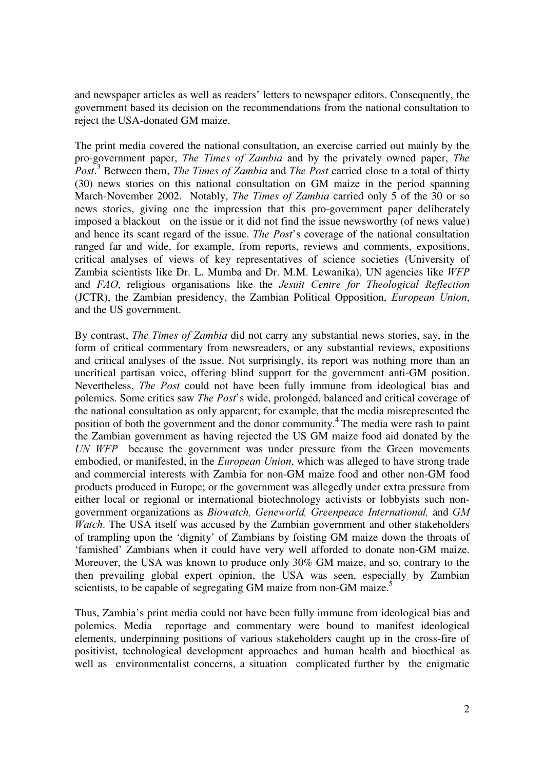and newspaper articles as well as readers' letters to newspaper editors. Consequently, the government based its decision on the recommendations from the national consultation to reject the USA-donated GM maize.

The print media covered the national consultation, an exercise carried out mainly by the pro-government paper, *The Times of Zambia* and by the privately owned paper, *The Post*.[3] Between them, *The Times of Zambia* and *The Post* carried close to a total of thirty (30) news stories on this national consultation on GM maize in the period spanning March-November 2002. Notably, *The Times of Zambia* carried only 5 of the 30 or so news stories, giving one the impression that this pro-government paper deliberately imposed a blackout on the issue or it did not find the issue newsworthy (of news value) and hence its scant regard of the issue. *The Post*'s coverage of the national consultation ranged far and wide, for example, from reports, reviews and comments, expositions, critical analyses of views of key representatives of science societies (University of Zambia scientists like Dr. L. Mumba and Dr. M.M. Lewanika), UN agencies like *WFP* and *FAO*, religious organisations like the *Jesuit Centre for Theological Reflection* (JCTR), the Zambian presidency, the Zambian Political Opposition, *European Union*, and the US government.

By contrast, *The Times of Zambia* did not carry any substantial news stories, say, in the form of critical commentary from newsreaders, or any substantial reviews, expositions and critical analyses of the issue. Not surprisingly, its report was nothing more than an uncritical partisan voice, offering blind support for the government anti-GM position. Nevertheless, *The Post* could not have been fully immune from ideological bias and polemics. Some critics saw *The Post*'s wide, prolonged, balanced and critical coverage of the national consultation as only apparent; for example, that the media misrepresented the position of both the government and the donor community.[4] The media were rash to paint the Zambian government as having rejected the US GM maize food aid donated by the *UN WFP* because the government was under pressure from the Green movements embodied, or manifested, in the *European Union*, which was alleged to have strong trade and commercial interests with Zambia for non-GM maize food and other non-GM food products produced in Europe; or the government was allegedly under extra pressure from either local or regional or international biotechnology activists or lobbyists such non-government organizations as *Biowatch, Geneworld, Greenpeace International,* and *GM Watch*. The USA itself was accused by the Zambian government and other stakeholders of trampling upon the 'dignity' of Zambians by foisting GM maize down the throats of 'famished' Zambians when it could have very well afforded to donate non-GM maize. Moreover, the USA was known to produce only 30% GM maize, and so, contrary to the then prevailing global expert opinion, the USA was seen, especially by Zambian scientists, to be capable of segregating GM maize from non-GM maize.[5]

Thus, Zambia's print media could not have been fully immune from ideological bias and polemics. Media reportage and commentary were bound to manifest ideological elements, underpinning positions of various stakeholders caught up in the cross-fire of positivist, technological development approaches and human health and bioethical as well as environmentalist concerns, a situation complicated further by the enigmatic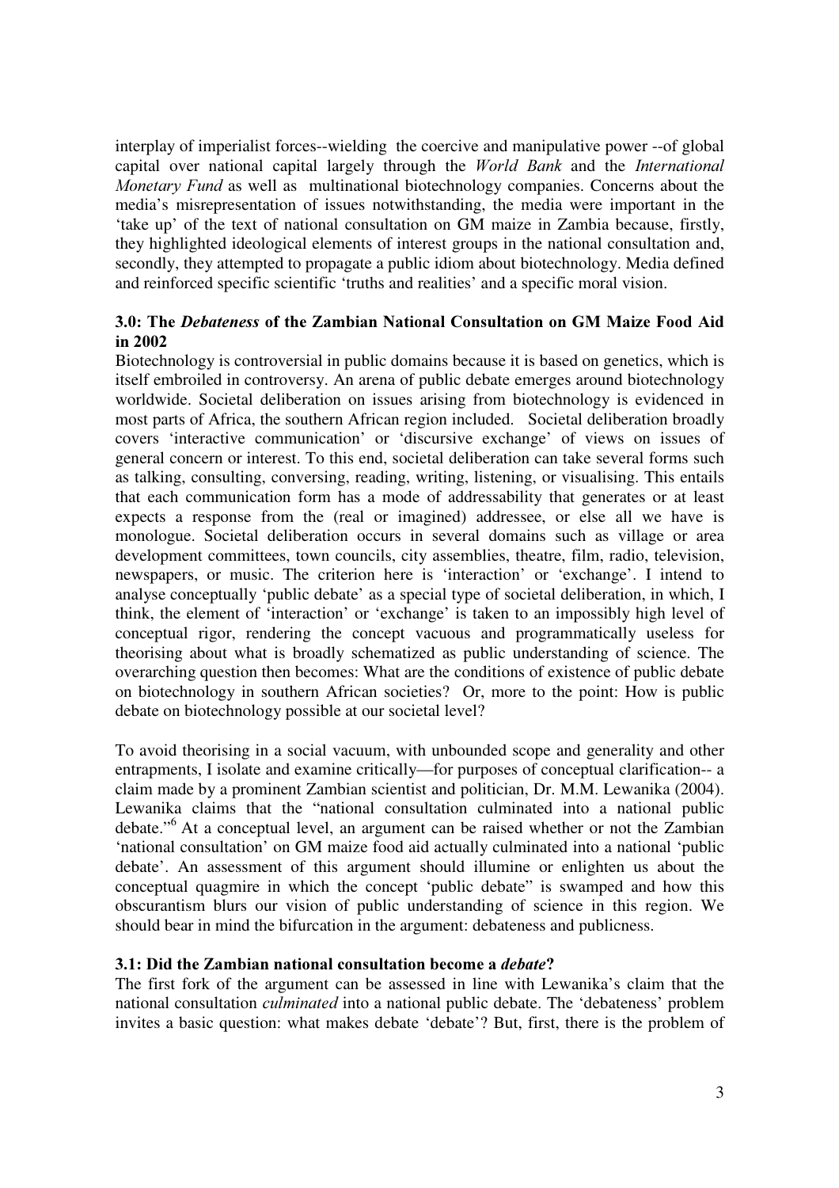interplay of imperialist forces--wielding the coercive and manipulative power --of global capital over national capital largely through the *World Bank* and the *International Monetary Fund* as well as multinational biotechnology companies. Concerns about the media's misrepresentation of issues notwithstanding, the media were important in the 'take up' of the text of national consultation on GM maize in Zambia because, firstly, they highlighted ideological elements of interest groups in the national consultation and, secondly, they attempted to propagate a public idiom about biotechnology. Media defined and reinforced specific scientific 'truths and realities' and a specific moral vision.

### 3.0: The *Debateness* of the Zambian National Consultation on GM Maize Food Aid in 2002

Biotechnology is controversial in public domains because it is based on genetics, which is itself embroiled in controversy. An arena of public debate emerges around biotechnology worldwide. Societal deliberation on issues arising from biotechnology is evidenced in most parts of Africa, the southern African region included. Societal deliberation broadly covers 'interactive communication' or 'discursive exchange' of views on issues of general concern or interest. To this end, societal deliberation can take several forms such as talking, consulting, conversing, reading, writing, listening, or visualising. This entails that each communication form has a mode of addressability that generates or at least expects a response from the (real or imagined) addressee, or else all we have is monologue. Societal deliberation occurs in several domains such as village or area development committees, town councils, city assemblies, theatre, film, radio, television, newspapers, or music. The criterion here is 'interaction' or 'exchange'. I intend to analyse conceptually 'public debate' as a special type of societal deliberation, in which, I think, the element of 'interaction' or 'exchange' is taken to an impossibly high level of conceptual rigor, rendering the concept vacuous and programmatically useless for theorising about what is broadly schematized as public understanding of science. The overarching question then becomes: What are the conditions of existence of public debate on biotechnology in southern African societies? Or, more to the point: How is public debate on biotechnology possible at our societal level?

To avoid theorising in a social vacuum, with unbounded scope and generality and other entrapments, I isolate and examine critically—for purposes of conceptual clarification-- a claim made by a prominent Zambian scientist and politician, Dr. M.M. Lewanika (2004). Lewanika claims that the "national consultation culminated into a national public debate."[6] At a conceptual level, an argument can be raised whether or not the Zambian 'national consultation' on GM maize food aid actually culminated into a national 'public debate'. An assessment of this argument should illumine or enlighten us about the conceptual quagmire in which the concept 'public debate" is swamped and how this obscurantism blurs our vision of public understanding of science in this region. We should bear in mind the bifurcation in the argument: debateness and publicness.

### 3.1: Did the Zambian national consultation become a *debate*?

The first fork of the argument can be assessed in line with Lewanika's claim that the national consultation *culminated* into a national public debate. The 'debateness' problem invites a basic question: what makes debate 'debate'? But, first, there is the problem of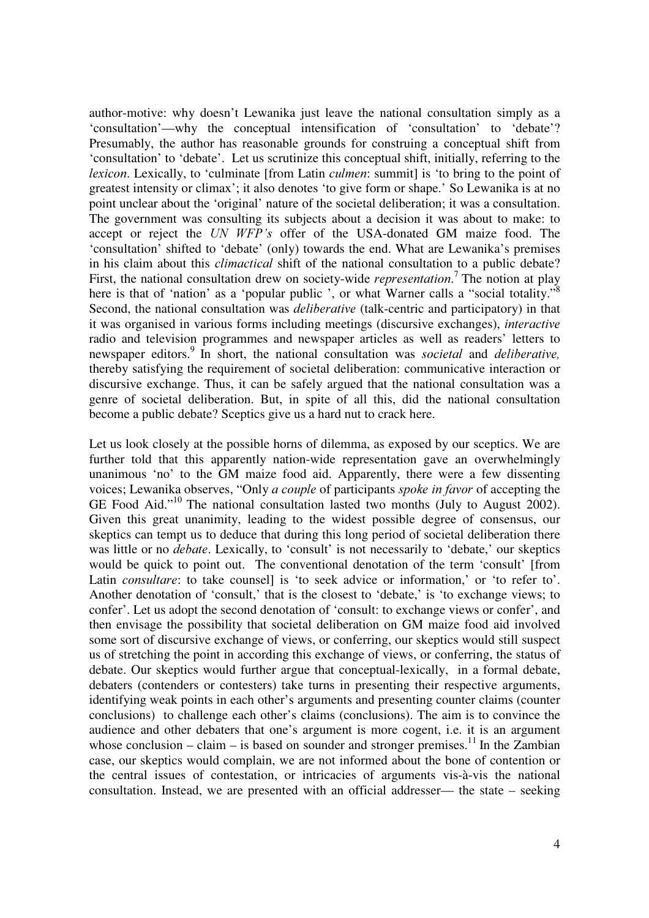author-motive: why doesn't Lewanika just leave the national consultation simply as a 'consultation'—why the conceptual intensification of 'consultation' to 'debate'? Presumably, the author has reasonable grounds for construing a conceptual shift from 'consultation' to 'debate'. Let us scrutinize this conceptual shift, initially, referring to the *lexicon*. Lexically, to 'culminate [from Latin *culmen*: summit] is 'to bring to the point of greatest intensity or climax'; it also denotes 'to give form or shape.' So Lewanika is at no point unclear about the 'original' nature of the societal deliberation; it was a consultation. The government was consulting its subjects about a decision it was about to make: to accept or reject the *UN WFP's* offer of the USA-donated GM maize food. The 'consultation' shifted to 'debate' (only) towards the end. What are Lewanika's premises in his claim about this *climactical* shift of the national consultation to a public debate? First, the national consultation drew on society-wide *representation*.[7] The notion at play here is that of 'nation' as a 'popular public ', or what Warner calls a "social totality."[8] Second, the national consultation was *deliberative* (talk-centric and participatory) in that it was organised in various forms including meetings (discursive exchanges), *interactive* radio and television programmes and newspaper articles as well as readers' letters to newspaper editors.[9] In short, the national consultation was *societal* and *deliberative,* thereby satisfying the requirement of societal deliberation: communicative interaction or discursive exchange. Thus, it can be safely argued that the national consultation was a genre of societal deliberation. But, in spite of all this, did the national consultation become a public debate? Sceptics give us a hard nut to crack here.

Let us look closely at the possible horns of dilemma, as exposed by our sceptics. We are further told that this apparently nation-wide representation gave an overwhelmingly unanimous 'no' to the GM maize food aid. Apparently, there were a few dissenting voices; Lewanika observes, "Only *a couple* of participants *spoke in favor* of accepting the GE Food Aid."[10] The national consultation lasted two months (July to August 2002). Given this great unanimity, leading to the widest possible degree of consensus, our skeptics can tempt us to deduce that during this long period of societal deliberation there was little or no *debate*. Lexically, to 'consult' is not necessarily to 'debate,' our skeptics would be quick to point out. The conventional denotation of the term 'consult' [from Latin *consultare*: to take counsel] is 'to seek advice or information,' or 'to refer to'. Another denotation of 'consult,' that is the closest to 'debate,' is 'to exchange views; to confer'. Let us adopt the second denotation of 'consult: to exchange views or confer', and then envisage the possibility that societal deliberation on GM maize food aid involved some sort of discursive exchange of views, or conferring, our skeptics would still suspect us of stretching the point in according this exchange of views, or conferring, the status of debate. Our skeptics would further argue that conceptual-lexically, in a formal debate, debaters (contenders or contesters) take turns in presenting their respective arguments, identifying weak points in each other's arguments and presenting counter claims (counter conclusions) to challenge each other's claims (conclusions). The aim is to convince the audience and other debaters that one's argument is more cogent, i.e. it is an argument whose conclusion – claim – is based on sounder and stronger premises.[11] In the Zambian case, our skeptics would complain, we are not informed about the bone of contention or the central issues of contestation, or intricacies of arguments vis-à-vis the national consultation. Instead, we are presented with an official addresser— the state – seeking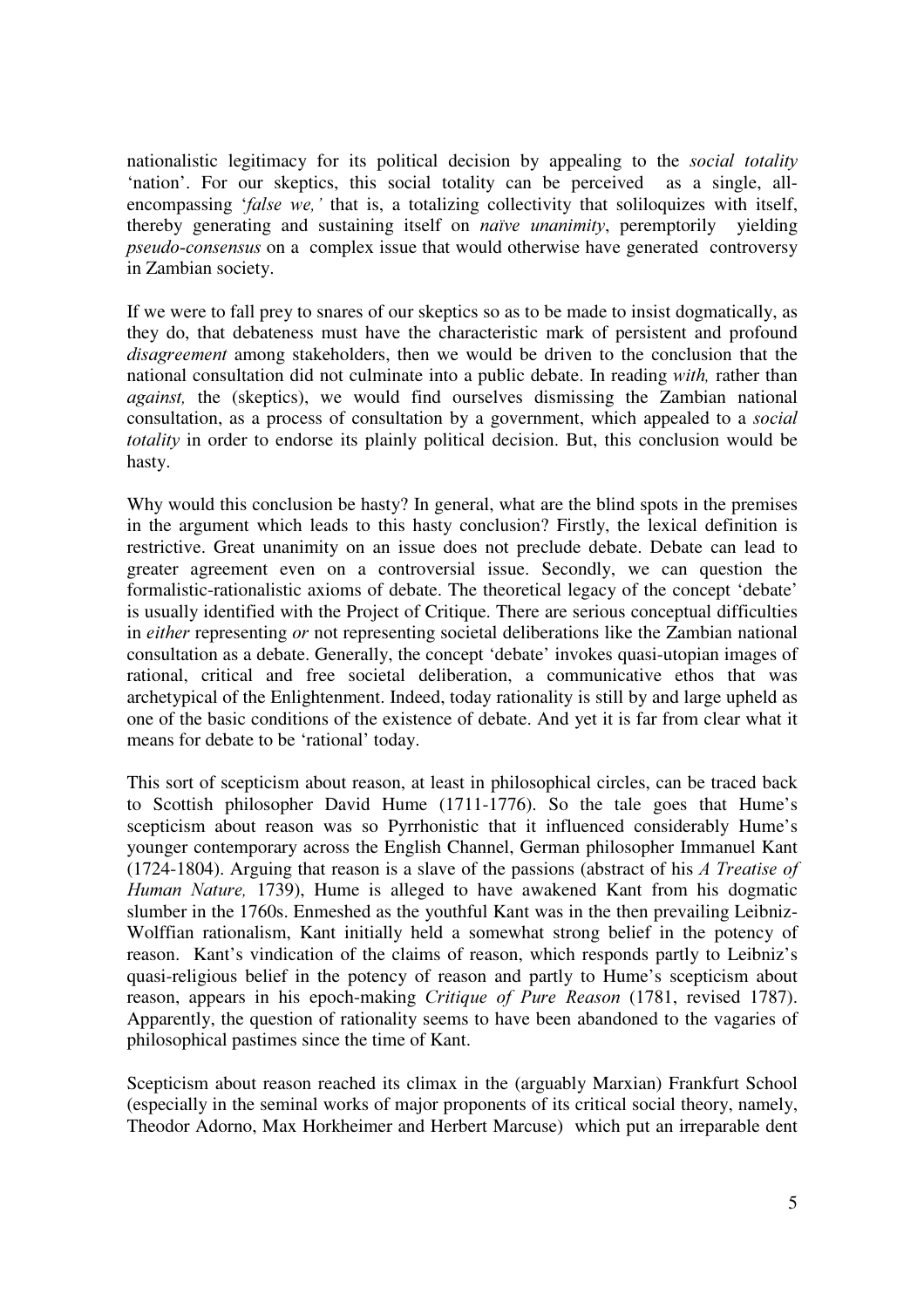nationalistic legitimacy for its political decision by appealing to the *social totality* 'nation'. For our skeptics, this social totality can be perceived as a single, all-encompassing '*false we,'* that is, a totalizing collectivity that soliloquizes with itself, thereby generating and sustaining itself on *naïve unanimity*, peremptorily yielding *pseudo-consensus* on a complex issue that would otherwise have generated controversy in Zambian society.

If we were to fall prey to snares of our skeptics so as to be made to insist dogmatically, as they do, that debateness must have the characteristic mark of persistent and profound *disagreement* among stakeholders, then we would be driven to the conclusion that the national consultation did not culminate into a public debate. In reading *with,* rather than *against,* the (skeptics), we would find ourselves dismissing the Zambian national consultation, as a process of consultation by a government, which appealed to a *social totality* in order to endorse its plainly political decision. But, this conclusion would be hasty.

Why would this conclusion be hasty? In general, what are the blind spots in the premises in the argument which leads to this hasty conclusion? Firstly, the lexical definition is restrictive. Great unanimity on an issue does not preclude debate. Debate can lead to greater agreement even on a controversial issue. Secondly, we can question the formalistic-rationalistic axioms of debate. The theoretical legacy of the concept 'debate' is usually identified with the Project of Critique. There are serious conceptual difficulties in *either* representing *or* not representing societal deliberations like the Zambian national consultation as a debate. Generally, the concept 'debate' invokes quasi-utopian images of rational, critical and free societal deliberation, a communicative ethos that was archetypical of the Enlightenment. Indeed, today rationality is still by and large upheld as one of the basic conditions of the existence of debate. And yet it is far from clear what it means for debate to be 'rational' today.

This sort of scepticism about reason, at least in philosophical circles, can be traced back to Scottish philosopher David Hume (1711-1776). So the tale goes that Hume's scepticism about reason was so Pyrrhonistic that it influenced considerably Hume's younger contemporary across the English Channel, German philosopher Immanuel Kant (1724-1804). Arguing that reason is a slave of the passions (abstract of his *A Treatise of Human Nature,* 1739), Hume is alleged to have awakened Kant from his dogmatic slumber in the 1760s. Enmeshed as the youthful Kant was in the then prevailing Leibniz-Wolffian rationalism, Kant initially held a somewhat strong belief in the potency of reason. Kant's vindication of the claims of reason, which responds partly to Leibniz's quasi-religious belief in the potency of reason and partly to Hume's scepticism about reason, appears in his epoch-making *Critique of Pure Reason* (1781, revised 1787). Apparently, the question of rationality seems to have been abandoned to the vagaries of philosophical pastimes since the time of Kant.

Scepticism about reason reached its climax in the (arguably Marxian) Frankfurt School (especially in the seminal works of major proponents of its critical social theory, namely, Theodor Adorno, Max Horkheimer and Herbert Marcuse) which put an irreparable dent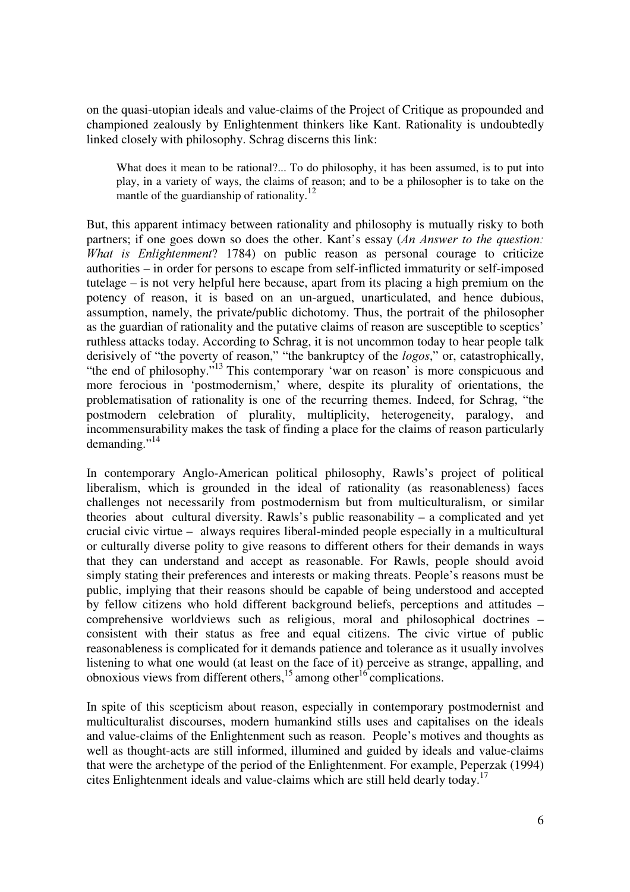on the quasi-utopian ideals and value-claims of the Project of Critique as propounded and championed zealously by Enlightenment thinkers like Kant. Rationality is undoubtedly linked closely with philosophy. Schrag discerns this link:

> What does it mean to be rational?... To do philosophy, it has been assumed, is to put into play, in a variety of ways, the claims of reason; and to be a philosopher is to take on the mantle of the guardianship of rationality.[12]

But, this apparent intimacy between rationality and philosophy is mutually risky to both partners; if one goes down so does the other. Kant's essay (*An Answer to the question: What is Enlightenment*? 1784) on public reason as personal courage to criticize authorities – in order for persons to escape from self-inflicted immaturity or self-imposed tutelage – is not very helpful here because, apart from its placing a high premium on the potency of reason, it is based on an un-argued, unarticulated, and hence dubious, assumption, namely, the private/public dichotomy. Thus, the portrait of the philosopher as the guardian of rationality and the putative claims of reason are susceptible to sceptics' ruthless attacks today. According to Schrag, it is not uncommon today to hear people talk derisively of "the poverty of reason," "the bankruptcy of the *logos*," or, catastrophically, "the end of philosophy."[13] This contemporary 'war on reason' is more conspicuous and more ferocious in 'postmodernism,' where, despite its plurality of orientations, the problematisation of rationality is one of the recurring themes. Indeed, for Schrag, "the postmodern celebration of plurality, multiplicity, heterogeneity, paralogy, and incommensurability makes the task of finding a place for the claims of reason particularly demanding."[14]

In contemporary Anglo-American political philosophy, Rawls's project of political liberalism, which is grounded in the ideal of rationality (as reasonableness) faces challenges not necessarily from postmodernism but from multiculturalism, or similar theories about cultural diversity. Rawls's public reasonability – a complicated and yet crucial civic virtue – always requires liberal-minded people especially in a multicultural or culturally diverse polity to give reasons to different others for their demands in ways that they can understand and accept as reasonable. For Rawls, people should avoid simply stating their preferences and interests or making threats. People's reasons must be public, implying that their reasons should be capable of being understood and accepted by fellow citizens who hold different background beliefs, perceptions and attitudes – comprehensive worldviews such as religious, moral and philosophical doctrines – consistent with their status as free and equal citizens. The civic virtue of public reasonableness is complicated for it demands patience and tolerance as it usually involves listening to what one would (at least on the face of it) perceive as strange, appalling, and obnoxious views from different others,[15] among other[16] complications.

In spite of this scepticism about reason, especially in contemporary postmodernist and multiculturalist discourses, modern humankind stills uses and capitalises on the ideals and value-claims of the Enlightenment such as reason. People's motives and thoughts as well as thought-acts are still informed, illumined and guided by ideals and value-claims that were the archetype of the period of the Enlightenment. For example, Peperzak (1994) cites Enlightenment ideals and value-claims which are still held dearly today.[17]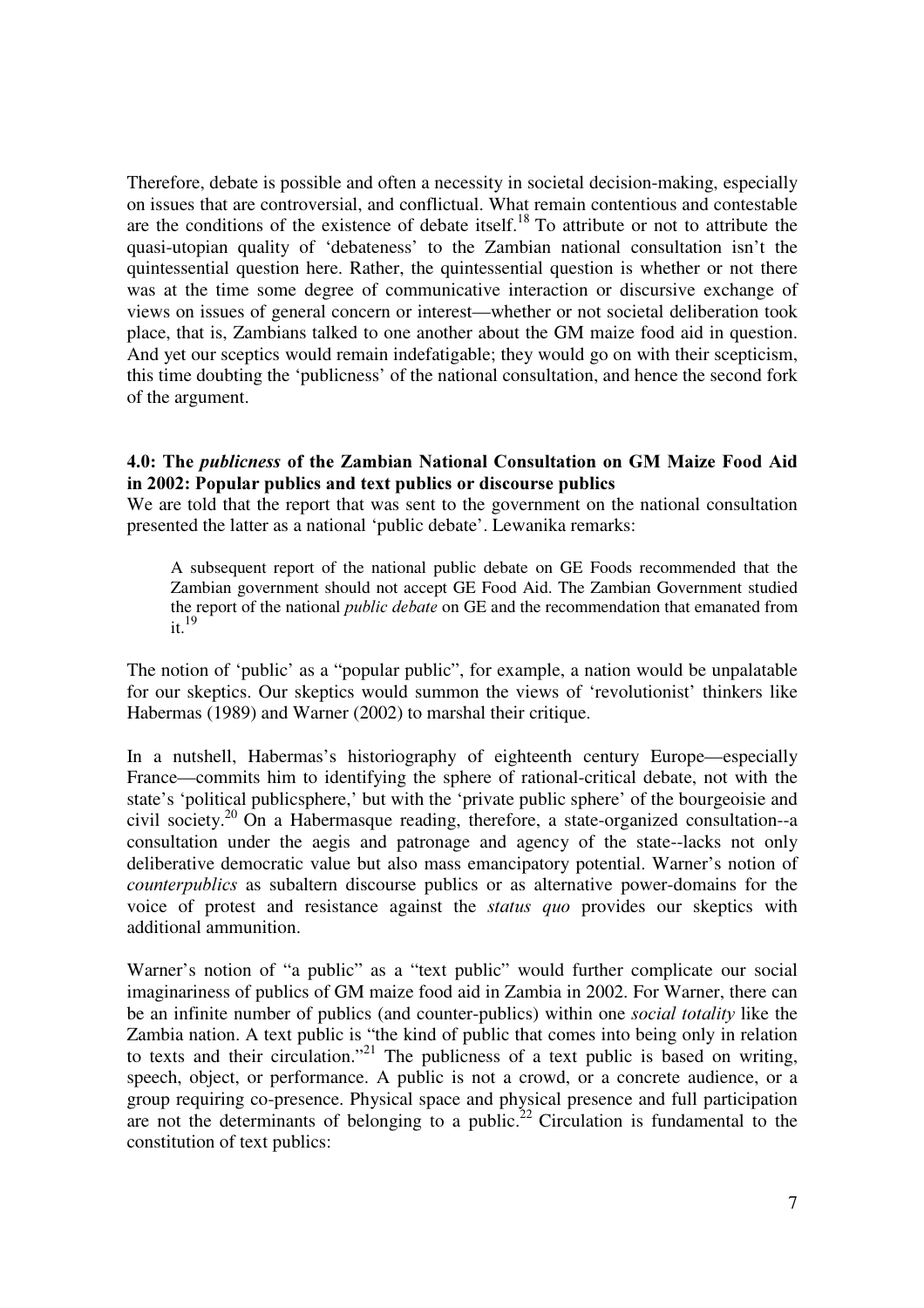Therefore, debate is possible and often a necessity in societal decision-making, especially on issues that are controversial, and conflictual. What remain contentious and contestable are the conditions of the existence of debate itself.[18] To attribute or not to attribute the quasi-utopian quality of 'debateness' to the Zambian national consultation isn't the quintessential question here. Rather, the quintessential question is whether or not there was at the time some degree of communicative interaction or discursive exchange of views on issues of general concern or interest—whether or not societal deliberation took place, that is, Zambians talked to one another about the GM maize food aid in question. And yet our sceptics would remain indefatigable; they would go on with their scepticism, this time doubting the 'publicness' of the national consultation, and hence the second fork of the argument.

### 4.0: The *publicness* of the Zambian National Consultation on GM Maize Food Aid in 2002: Popular publics and text publics or discourse publics

We are told that the report that was sent to the government on the national consultation presented the latter as a national 'public debate'. Lewanika remarks:

> A subsequent report of the national public debate on GE Foods recommended that the Zambian government should not accept GE Food Aid. The Zambian Government studied the report of the national *public debate* on GE and the recommendation that emanated from it.[19]

The notion of 'public' as a "popular public", for example, a nation would be unpalatable for our skeptics. Our skeptics would summon the views of 'revolutionist' thinkers like Habermas (1989) and Warner (2002) to marshal their critique.

In a nutshell, Habermas's historiography of eighteenth century Europe—especially France—commits him to identifying the sphere of rational-critical debate, not with the state's 'political publicsphere,' but with the 'private public sphere' of the bourgeoisie and civil society.[20] On a Habermasque reading, therefore, a state-organized consultation--a consultation under the aegis and patronage and agency of the state--lacks not only deliberative democratic value but also mass emancipatory potential. Warner's notion of *counterpublics* as subaltern discourse publics or as alternative power-domains for the voice of protest and resistance against the *status quo* provides our skeptics with additional ammunition.

Warner's notion of "a public" as a "text public" would further complicate our social imaginariness of publics of GM maize food aid in Zambia in 2002. For Warner, there can be an infinite number of publics (and counter-publics) within one *social totality* like the Zambia nation. A text public is "the kind of public that comes into being only in relation to texts and their circulation."[21] The publicness of a text public is based on writing, speech, object, or performance. A public is not a crowd, or a concrete audience, or a group requiring co-presence. Physical space and physical presence and full participation are not the determinants of belonging to a public.[22] Circulation is fundamental to the constitution of text publics: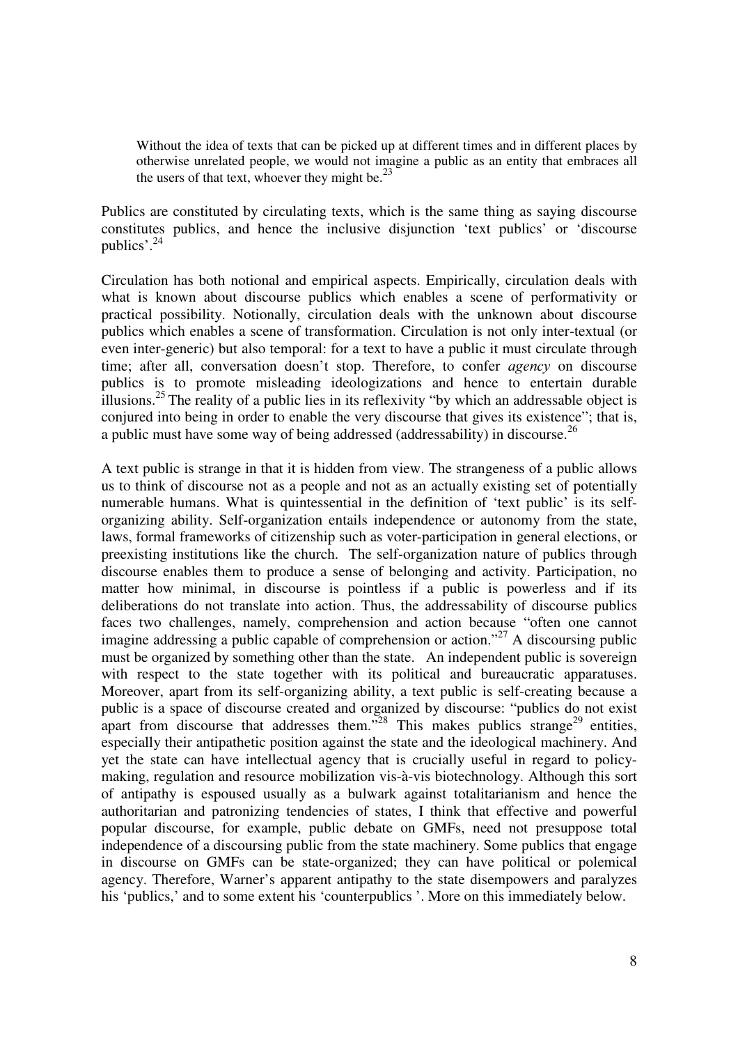> Without the idea of texts that can be picked up at different times and in different places by otherwise unrelated people, we would not imagine a public as an entity that embraces all the users of that text, whoever they might be.[23]

Publics are constituted by circulating texts, which is the same thing as saying discourse constitutes publics, and hence the inclusive disjunction 'text publics' or 'discourse publics'.[24]

Circulation has both notional and empirical aspects. Empirically, circulation deals with what is known about discourse publics which enables a scene of performativity or practical possibility. Notionally, circulation deals with the unknown about discourse publics which enables a scene of transformation. Circulation is not only inter-textual (or even inter-generic) but also temporal: for a text to have a public it must circulate through time; after all, conversation doesn't stop. Therefore, to confer *agency* on discourse publics is to promote misleading ideologizations and hence to entertain durable illusions.[25] The reality of a public lies in its reflexivity "by which an addressable object is conjured into being in order to enable the very discourse that gives its existence"; that is, a public must have some way of being addressed (addressability) in discourse.[26]

A text public is strange in that it is hidden from view. The strangeness of a public allows us to think of discourse not as a people and not as an actually existing set of potentially numerable humans. What is quintessential in the definition of 'text public' is its self-organizing ability. Self-organization entails independence or autonomy from the state, laws, formal frameworks of citizenship such as voter-participation in general elections, or preexisting institutions like the church. The self-organization nature of publics through discourse enables them to produce a sense of belonging and activity. Participation, no matter how minimal, in discourse is pointless if a public is powerless and if its deliberations do not translate into action. Thus, the addressability of discourse publics faces two challenges, namely, comprehension and action because "often one cannot imagine addressing a public capable of comprehension or action."[27] A discoursing public must be organized by something other than the state. An independent public is sovereign with respect to the state together with its political and bureaucratic apparatuses. Moreover, apart from its self-organizing ability, a text public is self-creating because a public is a space of discourse created and organized by discourse: "publics do not exist apart from discourse that addresses them."[28] This makes publics strange[29] entities, especially their antipathetic position against the state and the ideological machinery. And yet the state can have intellectual agency that is crucially useful in regard to policy-making, regulation and resource mobilization vis-à-vis biotechnology. Although this sort of antipathy is espoused usually as a bulwark against totalitarianism and hence the authoritarian and patronizing tendencies of states, I think that effective and powerful popular discourse, for example, public debate on GMFs, need not presuppose total independence of a discoursing public from the state machinery. Some publics that engage in discourse on GMFs can be state-organized; they can have political or polemical agency. Therefore, Warner's apparent antipathy to the state disempowers and paralyzes his 'publics,' and to some extent his 'counterpublics '. More on this immediately below.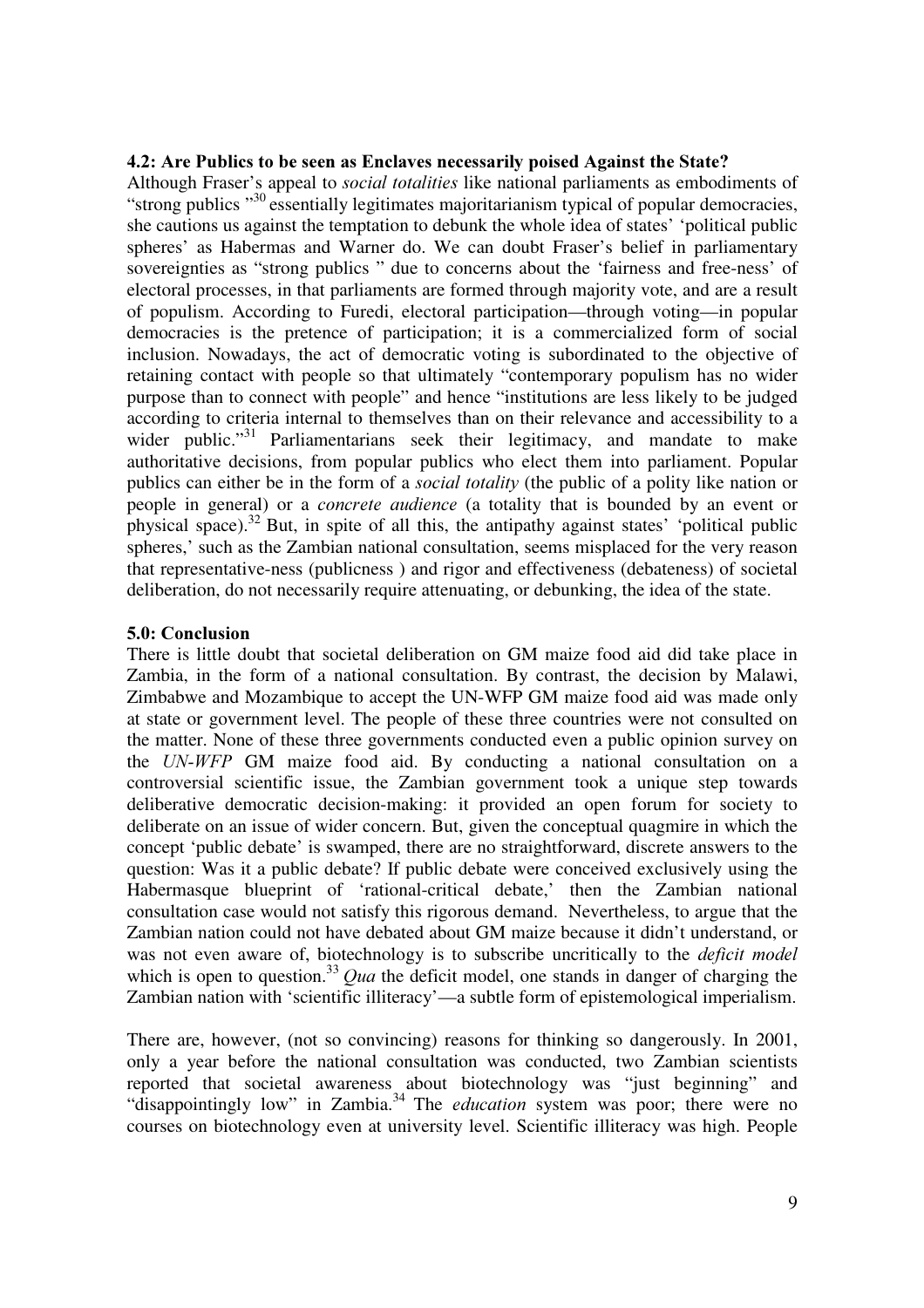### 4.2: Are Publics to be seen as Enclaves necessarily poised Against the State?

Although Fraser's appeal to *social totalities* like national parliaments as embodiments of "strong publics "[30] essentially legitimates majoritarianism typical of popular democracies, she cautions us against the temptation to debunk the whole idea of states' 'political public spheres' as Habermas and Warner do. We can doubt Fraser's belief in parliamentary sovereignties as "strong publics " due to concerns about the 'fairness and free-ness' of electoral processes, in that parliaments are formed through majority vote, and are a result of populism. According to Furedi, electoral participation—through voting—in popular democracies is the pretence of participation; it is a commercialized form of social inclusion. Nowadays, the act of democratic voting is subordinated to the objective of retaining contact with people so that ultimately "contemporary populism has no wider purpose than to connect with people" and hence "institutions are less likely to be judged according to criteria internal to themselves than on their relevance and accessibility to a wider public."[31] Parliamentarians seek their legitimacy, and mandate to make authoritative decisions, from popular publics who elect them into parliament. Popular publics can either be in the form of a *social totality* (the public of a polity like nation or people in general) or a *concrete audience* (a totality that is bounded by an event or physical space).[32] But, in spite of all this, the antipathy against states' 'political public spheres,' such as the Zambian national consultation, seems misplaced for the very reason that representative-ness (publicness ) and rigor and effectiveness (debateness) of societal deliberation, do not necessarily require attenuating, or debunking, the idea of the state.

### 5.0: Conclusion

There is little doubt that societal deliberation on GM maize food aid did take place in Zambia, in the form of a national consultation. By contrast, the decision by Malawi, Zimbabwe and Mozambique to accept the UN-WFP GM maize food aid was made only at state or government level. The people of these three countries were not consulted on the matter. None of these three governments conducted even a public opinion survey on the *UN-WFP* GM maize food aid. By conducting a national consultation on a controversial scientific issue, the Zambian government took a unique step towards deliberative democratic decision-making: it provided an open forum for society to deliberate on an issue of wider concern. But, given the conceptual quagmire in which the concept 'public debate' is swamped, there are no straightforward, discrete answers to the question: Was it a public debate? If public debate were conceived exclusively using the Habermasque blueprint of 'rational-critical debate,' then the Zambian national consultation case would not satisfy this rigorous demand. Nevertheless, to argue that the Zambian nation could not have debated about GM maize because it didn't understand, or was not even aware of, biotechnology is to subscribe uncritically to the *deficit model* which is open to question.[33] *Qua* the deficit model, one stands in danger of charging the Zambian nation with 'scientific illiteracy'—a subtle form of epistemological imperialism.

There are, however, (not so convincing) reasons for thinking so dangerously. In 2001, only a year before the national consultation was conducted, two Zambian scientists reported that societal awareness about biotechnology was "just beginning" and "disappointingly low" in Zambia.[34] The *education* system was poor; there were no courses on biotechnology even at university level. Scientific illiteracy was high. People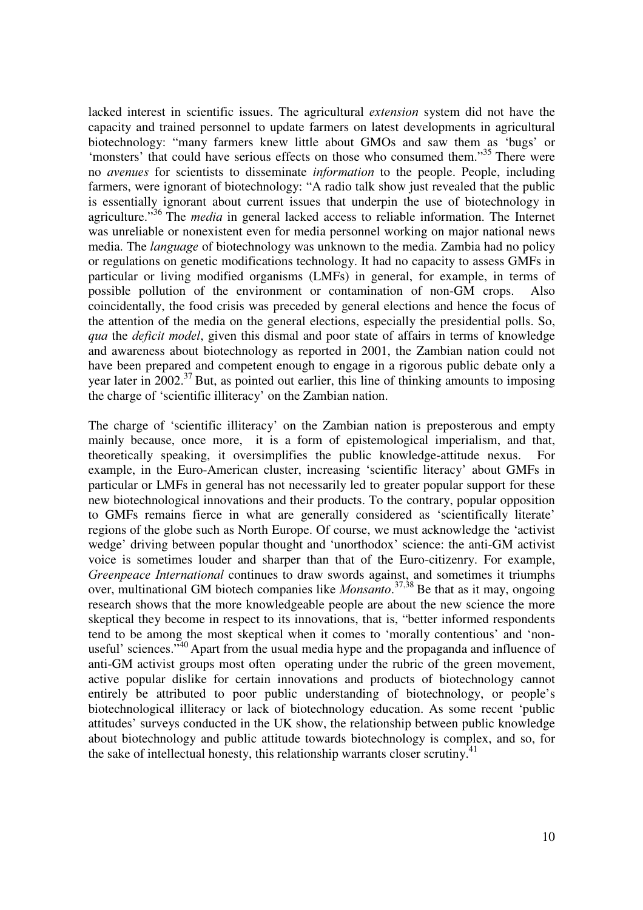lacked interest in scientific issues. The agricultural *extension* system did not have the capacity and trained personnel to update farmers on latest developments in agricultural biotechnology: "many farmers knew little about GMOs and saw them as 'bugs' or 'monsters' that could have serious effects on those who consumed them."[35] There were no *avenues* for scientists to disseminate *information* to the people. People, including farmers, were ignorant of biotechnology: "A radio talk show just revealed that the public is essentially ignorant about current issues that underpin the use of biotechnology in agriculture."[36] The *media* in general lacked access to reliable information. The Internet was unreliable or nonexistent even for media personnel working on major national news media. The *language* of biotechnology was unknown to the media. Zambia had no policy or regulations on genetic modifications technology. It had no capacity to assess GMFs in particular or living modified organisms (LMFs) in general, for example, in terms of possible pollution of the environment or contamination of non-GM crops. Also coincidentally, the food crisis was preceded by general elections and hence the focus of the attention of the media on the general elections, especially the presidential polls. So, *qua* the *deficit model*, given this dismal and poor state of affairs in terms of knowledge and awareness about biotechnology as reported in 2001, the Zambian nation could not have been prepared and competent enough to engage in a rigorous public debate only a year later in 2002.[37] But, as pointed out earlier, this line of thinking amounts to imposing the charge of 'scientific illiteracy' on the Zambian nation.

The charge of 'scientific illiteracy' on the Zambian nation is preposterous and empty mainly because, once more, it is a form of epistemological imperialism, and that, theoretically speaking, it oversimplifies the public knowledge-attitude nexus. For example, in the Euro-American cluster, increasing 'scientific literacy' about GMFs in particular or LMFs in general has not necessarily led to greater popular support for these new biotechnological innovations and their products. To the contrary, popular opposition to GMFs remains fierce in what are generally considered as 'scientifically literate' regions of the globe such as North Europe. Of course, we must acknowledge the 'activist wedge' driving between popular thought and 'unorthodox' science: the anti-GM activist voice is sometimes louder and sharper than that of the Euro-citizenry. For example, *Greenpeace International* continues to draw swords against, and sometimes it triumphs over, multinational GM biotech companies like *Monsanto*.[37,38] Be that as it may, ongoing research shows that the more knowledgeable people are about the new science the more skeptical they become in respect to its innovations, that is, "better informed respondents tend to be among the most skeptical when it comes to 'morally contentious' and 'non-useful' sciences."[40] Apart from the usual media hype and the propaganda and influence of anti-GM activist groups most often operating under the rubric of the green movement, active popular dislike for certain innovations and products of biotechnology cannot entirely be attributed to poor public understanding of biotechnology, or people's biotechnological illiteracy or lack of biotechnology education. As some recent 'public attitudes' surveys conducted in the UK show, the relationship between public knowledge about biotechnology and public attitude towards biotechnology is complex, and so, for the sake of intellectual honesty, this relationship warrants closer scrutiny.[41]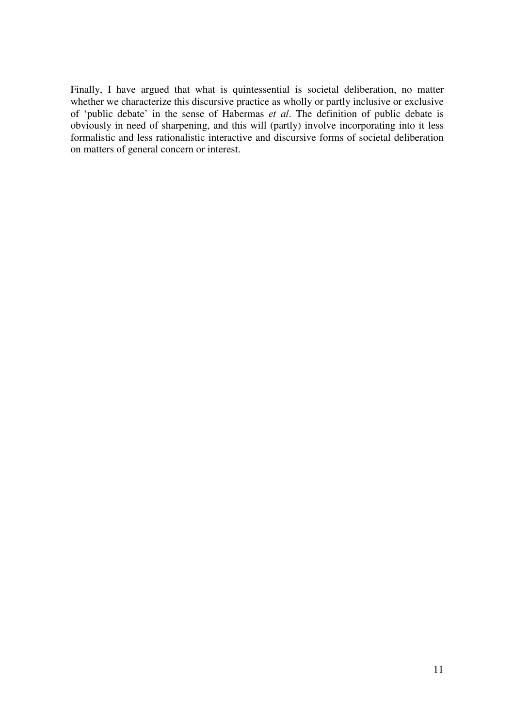Finally, I have argued that what is quintessential is societal deliberation, no matter whether we characterize this discursive practice as wholly or partly inclusive or exclusive of 'public debate' in the sense of Habermas *et al*. The definition of public debate is obviously in need of sharpening, and this will (partly) involve incorporating into it less formalistic and less rationalistic interactive and discursive forms of societal deliberation on matters of general concern or interest.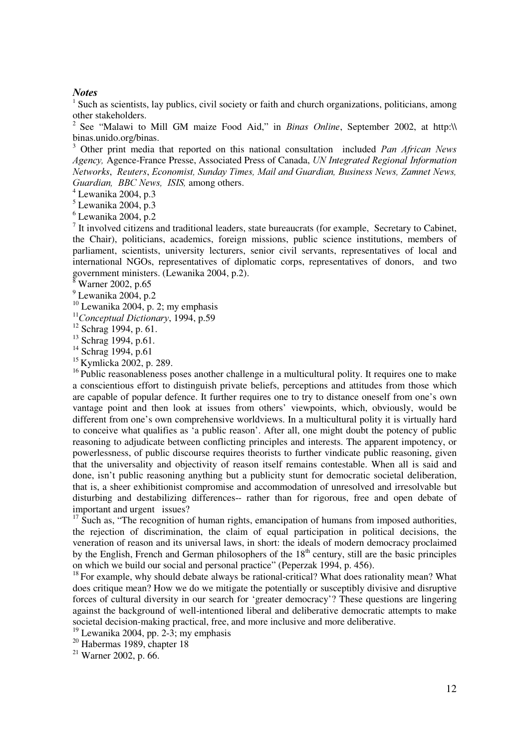***Notes***

[1] Such as scientists, lay publics, civil society or faith and church organizations, politicians, among other stakeholders.

[2] See "Malawi to Mill GM maize Food Aid," in *Binas Online*, September 2002, at http:\\ binas.unido.org/binas.

[3] Other print media that reported on this national consultation included *Pan African News Agency,* Agence-France Presse, Associated Press of Canada, *UN Integrated Regional Information Networks*, *Reuters*, *Economist, Sunday Times, Mail and Guardian, Business News, Zamnet News, Guardian, BBC News, ISIS,* among others.

[4] Lewanika 2004, p.3

[5] Lewanika 2004, p.3

[6] Lewanika 2004, p.2

[7] It involved citizens and traditional leaders, state bureaucrats (for example, Secretary to Cabinet, the Chair), politicians, academics, foreign missions, public science institutions, members of parliament, scientists, university lecturers, senior civil servants, representatives of local and international NGOs, representatives of diplomatic corps, representatives of donors, and two government ministers. (Lewanika 2004, p.2).

[8] Warner 2002, p.65

[9] Lewanika 2004, p.2

[10] Lewanika 2004, p. 2; my emphasis

[11] *Conceptual Dictionary*, 1994, p.59

[12] Schrag 1994, p. 61.

[13] Schrag 1994, p.61.

[14] Schrag 1994, p.61

[15] Kymlicka 2002, p. 289.

[16] Public reasonableness poses another challenge in a multicultural polity. It requires one to make a conscientious effort to distinguish private beliefs, perceptions and attitudes from those which are capable of popular defence. It further requires one to try to distance oneself from one's own vantage point and then look at issues from others' viewpoints, which, obviously, would be different from one's own comprehensive worldviews. In a multicultural polity it is virtually hard to conceive what qualifies as 'a public reason'. After all, one might doubt the potency of public reasoning to adjudicate between conflicting principles and interests. The apparent impotency, or powerlessness, of public discourse requires theorists to further vindicate public reasoning, given that the universality and objectivity of reason itself remains contestable. When all is said and done, isn't public reasoning anything but a publicity stunt for democratic societal deliberation, that is, a sheer exhibitionist compromise and accommodation of unresolved and irresolvable but disturbing and destabilizing differences-- rather than for rigorous, free and open debate of important and urgent issues?

[17] Such as, "The recognition of human rights, emancipation of humans from imposed authorities, the rejection of discrimination, the claim of equal participation in political decisions, the veneration of reason and its universal laws, in short: the ideals of modern democracy proclaimed by the English, French and German philosophers of the 18th century, still are the basic principles on which we build our social and personal practice" (Peperzak 1994, p. 456).

[18] For example, why should debate always be rational-critical? What does rationality mean? What does critique mean? How we do we mitigate the potentially or susceptibly divisive and disruptive forces of cultural diversity in our search for 'greater democracy'? These questions are lingering against the background of well-intentioned liberal and deliberative democratic attempts to make societal decision-making practical, free, and more inclusive and more deliberative.

[19] Lewanika 2004, pp. 2-3; my emphasis

[20] Habermas 1989, chapter 18

[21] Warner 2002, p. 66.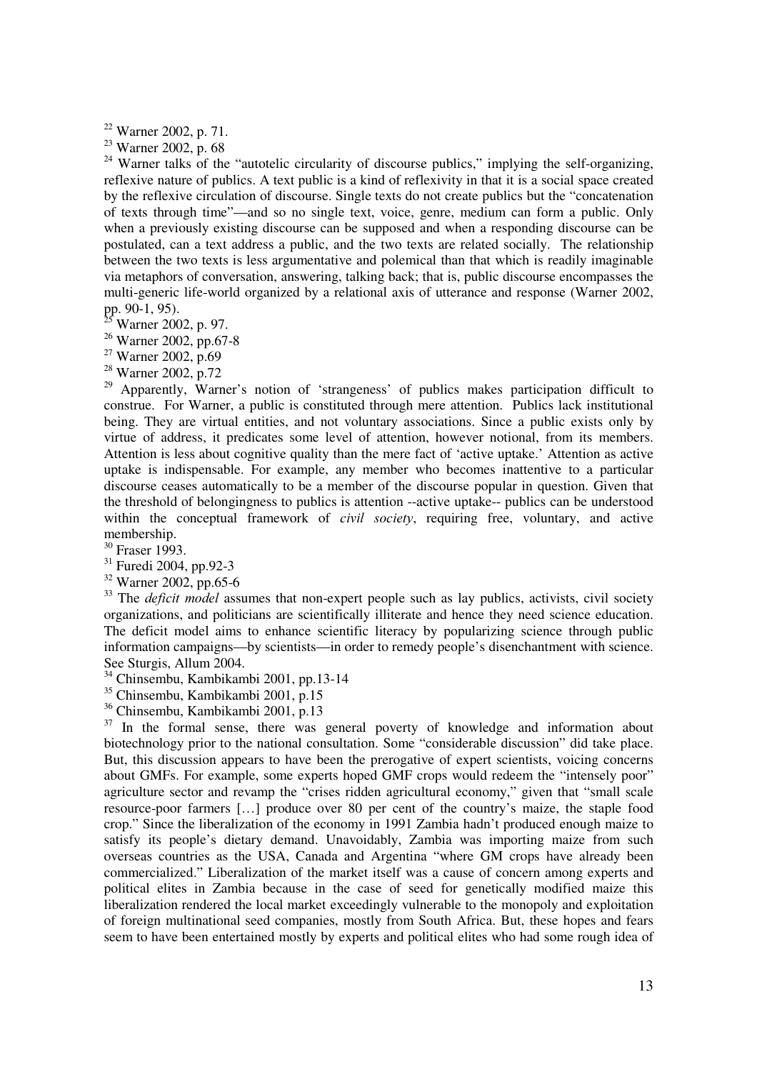[22] Warner 2002, p. 71.

[23] Warner 2002, p. 68

[24] Warner talks of the "autotelic circularity of discourse publics," implying the self-organizing, reflexive nature of publics. A text public is a kind of reflexivity in that it is a social space created by the reflexive circulation of discourse. Single texts do not create publics but the "concatenation of texts through time"—and so no single text, voice, genre, medium can form a public. Only when a previously existing discourse can be supposed and when a responding discourse can be postulated, can a text address a public, and the two texts are related socially. The relationship between the two texts is less argumentative and polemical than that which is readily imaginable via metaphors of conversation, answering, talking back; that is, public discourse encompasses the multi-generic life-world organized by a relational axis of utterance and response (Warner 2002, pp. 90-1, 95).

[25] Warner 2002, p. 97.

[26] Warner 2002, pp.67-8

[27] Warner 2002, p.69

[28] Warner 2002, p.72

[29] Apparently, Warner's notion of 'strangeness' of publics makes participation difficult to construe. For Warner, a public is constituted through mere attention. Publics lack institutional being. They are virtual entities, and not voluntary associations. Since a public exists only by virtue of address, it predicates some level of attention, however notional, from its members. Attention is less about cognitive quality than the mere fact of 'active uptake.' Attention as active uptake is indispensable. For example, any member who becomes inattentive to a particular discourse ceases automatically to be a member of the discourse popular in question. Given that the threshold of belongingness to publics is attention --active uptake-- publics can be understood within the conceptual framework of *civil society*, requiring free, voluntary, and active membership.

[30] Fraser 1993.

[31] Furedi 2004, pp.92-3

[32] Warner 2002, pp.65-6

[33] The *deficit model* assumes that non-expert people such as lay publics, activists, civil society organizations, and politicians are scientifically illiterate and hence they need science education. The deficit model aims to enhance scientific literacy by popularizing science through public information campaigns—by scientists—in order to remedy people's disenchantment with science. See Sturgis, Allum 2004.

[34] Chinsembu, Kambikambi 2001, pp.13-14

[35] Chinsembu, Kambikambi 2001, p.15

[36] Chinsembu, Kambikambi 2001, p.13

[37] In the formal sense, there was general poverty of knowledge and information about biotechnology prior to the national consultation. Some "considerable discussion" did take place. But, this discussion appears to have been the prerogative of expert scientists, voicing concerns about GMFs. For example, some experts hoped GMF crops would redeem the "intensely poor" agriculture sector and revamp the "crises ridden agricultural economy," given that "small scale resource-poor farmers […] produce over 80 per cent of the country's maize, the staple food crop." Since the liberalization of the economy in 1991 Zambia hadn't produced enough maize to satisfy its people's dietary demand. Unavoidably, Zambia was importing maize from such overseas countries as the USA, Canada and Argentina "where GM crops have already been commercialized." Liberalization of the market itself was a cause of concern among experts and political elites in Zambia because in the case of seed for genetically modified maize this liberalization rendered the local market exceedingly vulnerable to the monopoly and exploitation of foreign multinational seed companies, mostly from South Africa. But, these hopes and fears seem to have been entertained mostly by experts and political elites who had some rough idea of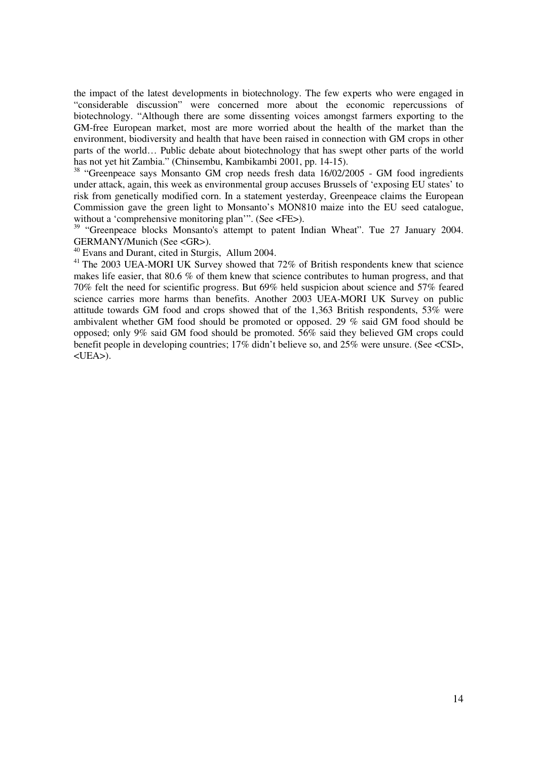the impact of the latest developments in biotechnology. The few experts who were engaged in "considerable discussion" were concerned more about the economic repercussions of biotechnology. "Although there are some dissenting voices amongst farmers exporting to the GM-free European market, most are more worried about the health of the market than the environment, biodiversity and health that have been raised in connection with GM crops in other parts of the world… Public debate about biotechnology that has swept other parts of the world has not yet hit Zambia." (Chinsembu, Kambikambi 2001, pp. 14-15).

[38] "Greenpeace says Monsanto GM crop needs fresh data 16/02/2005 - GM food ingredients under attack, again, this week as environmental group accuses Brussels of 'exposing EU states' to risk from genetically modified corn. In a statement yesterday, Greenpeace claims the European Commission gave the green light to Monsanto's MON810 maize into the EU seed catalogue, without a 'comprehensive monitoring plan'". (See <FE>).

[39] "Greenpeace blocks Monsanto's attempt to patent Indian Wheat". Tue 27 January 2004. GERMANY/Munich (See <GR>).

[40] Evans and Durant, cited in Sturgis, Allum 2004.

[41] The 2003 UEA-MORI UK Survey showed that 72% of British respondents knew that science makes life easier, that 80.6 % of them knew that science contributes to human progress, and that 70% felt the need for scientific progress. But 69% held suspicion about science and 57% feared science carries more harms than benefits. Another 2003 UEA-MORI UK Survey on public attitude towards GM food and crops showed that of the 1,363 British respondents, 53% were ambivalent whether GM food should be promoted or opposed. 29 % said GM food should be opposed; only 9% said GM food should be promoted. 56% said they believed GM crops could benefit people in developing countries; 17% didn't believe so, and 25% were unsure. (See <CSI>, <UEA>).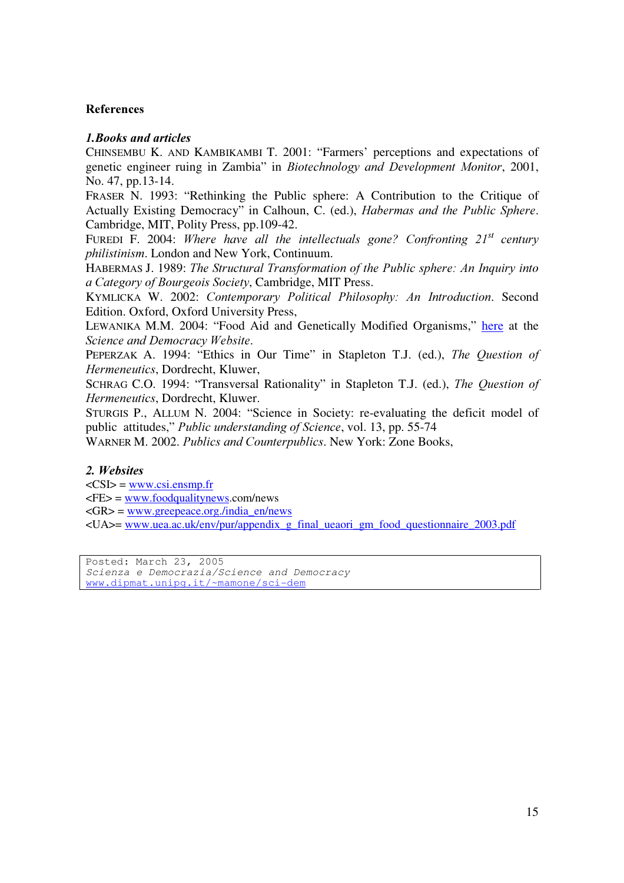**References**

***1.Books and articles***

CHINSEMBU K. AND KAMBIKAMBI T. 2001: "Farmers' perceptions and expectations of genetic engineer ruing in Zambia" in *Biotechnology and Development Monitor*, 2001, No. 47, pp.13-14.

FRASER N. 1993: "Rethinking the Public sphere: A Contribution to the Critique of Actually Existing Democracy" in Calhoun, C. (ed.), *Habermas and the Public Sphere*. Cambridge, MIT, Polity Press, pp.109-42.

FUREDI F. 2004: *Where have all the intellectuals gone? Confronting 21st century philistinism*. London and New York, Continuum.

HABERMAS J. 1989: *The Structural Transformation of the Public sphere: An Inquiry into a Category of Bourgeois Society*, Cambridge, MIT Press.

KYMLICKA W. 2002: *Contemporary Political Philosophy: An Introduction*. Second Edition. Oxford, Oxford University Press,

LEWANIKA M.M. 2004: "Food Aid and Genetically Modified Organisms," here at the *Science and Democracy Website*.

PEPERZAK A. 1994: "Ethics in Our Time" in Stapleton T.J. (ed.), *The Question of Hermeneutics*, Dordrecht, Kluwer,

SCHRAG C.O. 1994: "Transversal Rationality" in Stapleton T.J. (ed.), *The Question of Hermeneutics*, Dordrecht, Kluwer.

STURGIS P., ALLUM N. 2004: "Science in Society: re-evaluating the deficit model of public attitudes," *Public understanding of Science*, vol. 13, pp. 55-74

WARNER M. 2002. *Publics and Counterpublics*. New York: Zone Books,

***2. Websites***

<CSI> = www.csi.ensmp.fr
<FE> = www.foodqualitynews.com/news
<GR> = www.greepeace.org./india_en/news
<UA>= www.uea.ac.uk/env/pur/appendix_g_final_ueaori_gm_food_questionnaire_2003.pdf

```
Posted: March 23, 2005
Scienza e Democrazia/Science and Democracy
www.dipmat.unipg.it/~mamone/sci-dem
```